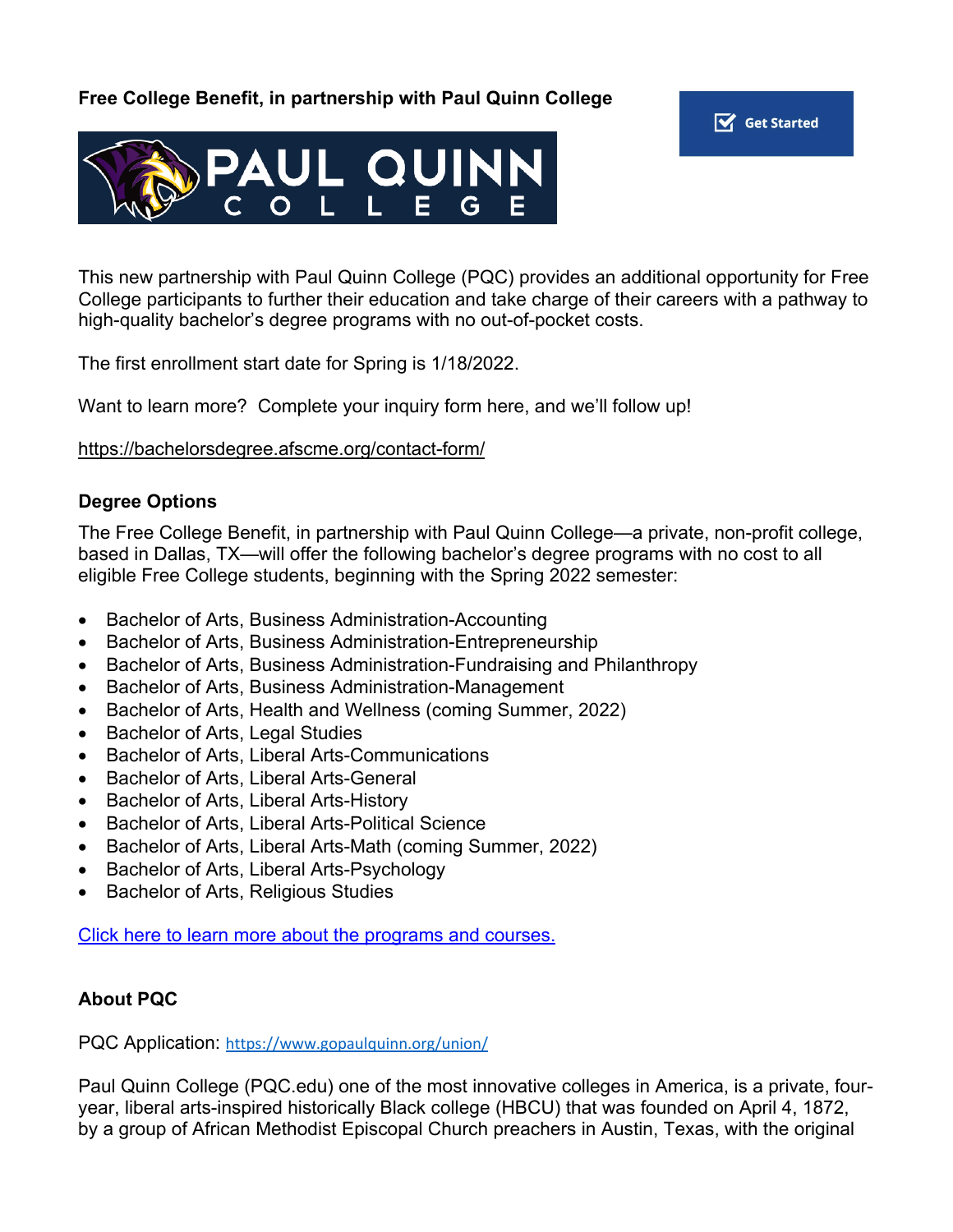**Free College Benefit, in partnership with Paul Quinn College**

Get Started

This new partnership with Paul Quinn College (PQC) provides an additional opportunity for Free College participants to further their education and take charge of their careers with a pathway to high-quality bachelor's degree programs with no out-of-pocket costs.

The first enrollment start date for Spring is 1/18/2022.

Want to learn more? Complete your inquiry form here, and we'll follow up!

https://bachelorsdegree.afscme.org/contact-form/

**Degree Options**

The Free College Benefit, in partnership with Paul Quinn College—a private, non-profit college, based in Dallas, TX—will offer the following bachelor's degree programs with no cost to all eligible Free College students, beginning with the Spring 2022 semester:

- Bachelor of Arts, Business Administration-Accounting
- Bachelor of Arts, Business Administration-Entrepreneurship
- Bachelor of Arts, Business Administration-Fundraising and Philanthropy
- Bachelor of Arts, Business Administration-Management
- Bachelor of Arts, Health and Wellness (coming Summer, 2022)
- Bachelor of Arts, Legal Studies
- Bachelor of Arts, Liberal Arts-Communications
- Bachelor of Arts, Liberal Arts-General
- Bachelor of Arts, Liberal Arts-History
- Bachelor of Arts, Liberal Arts-Political Science
- Bachelor of Arts, Liberal Arts-Math (coming Summer, 2022)
- Bachelor of Arts, Liberal Arts-Psychology
- Bachelor of Arts, Religious Studies

Click here to learn more about the programs and courses.

**About PQC**

PQC Application: https://www.gopaulquinn.org/union/

Paul Quinn College (PQC.edu) one of the most innovative colleges in America, is a private, four-year, liberal arts-inspired historically Black college (HBCU) that was founded on April 4, 1872, by a group of African Methodist Episcopal Church preachers in Austin, Texas, with the original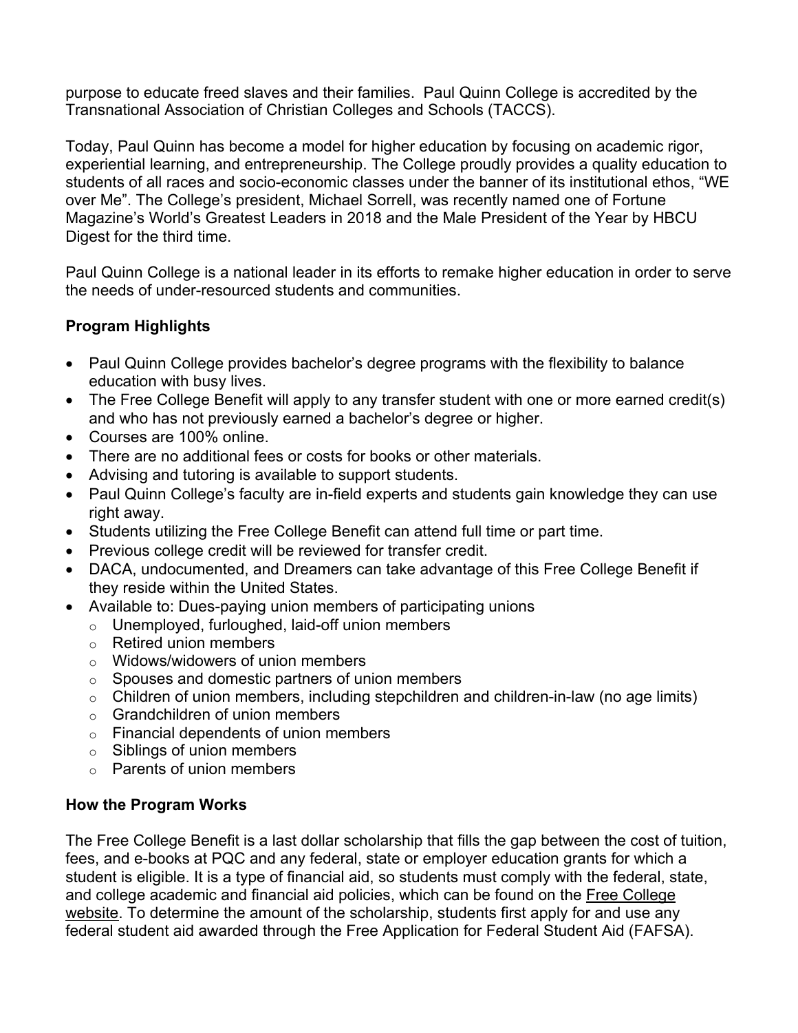purpose to educate freed slaves and their families. Paul Quinn College is accredited by the Transnational Association of Christian Colleges and Schools (TACCS).

Today, Paul Quinn has become a model for higher education by focusing on academic rigor, experiential learning, and entrepreneurship. The College proudly provides a quality education to students of all races and socio-economic classes under the banner of its institutional ethos, "WE over Me". The College's president, Michael Sorrell, was recently named one of Fortune Magazine's World's Greatest Leaders in 2018 and the Male President of the Year by HBCU Digest for the third time.

Paul Quinn College is a national leader in its efforts to remake higher education in order to serve the needs of under-resourced students and communities.

**Program Highlights**

- Paul Quinn College provides bachelor's degree programs with the flexibility to balance education with busy lives.
- The Free College Benefit will apply to any transfer student with one or more earned credit(s) and who has not previously earned a bachelor's degree or higher.
- Courses are 100% online.
- There are no additional fees or costs for books or other materials.
- Advising and tutoring is available to support students.
- Paul Quinn College's faculty are in-field experts and students gain knowledge they can use right away.
- Students utilizing the Free College Benefit can attend full time or part time.
- Previous college credit will be reviewed for transfer credit.
- DACA, undocumented, and Dreamers can take advantage of this Free College Benefit if they reside within the United States.
- Available to: Dues-paying union members of participating unions
  - Unemployed, furloughed, laid-off union members
  - Retired union members
  - Widows/widowers of union members
  - Spouses and domestic partners of union members
  - Children of union members, including stepchildren and children-in-law (no age limits)
  - Grandchildren of union members
  - Financial dependents of union members
  - Siblings of union members
  - Parents of union members

**How the Program Works**

The Free College Benefit is a last dollar scholarship that fills the gap between the cost of tuition, fees, and e-books at PQC and any federal, state or employer education grants for which a student is eligible. It is a type of financial aid, so students must comply with the federal, state, and college academic and financial aid policies, which can be found on the Free College website. To determine the amount of the scholarship, students first apply for and use any federal student aid awarded through the Free Application for Federal Student Aid (FAFSA).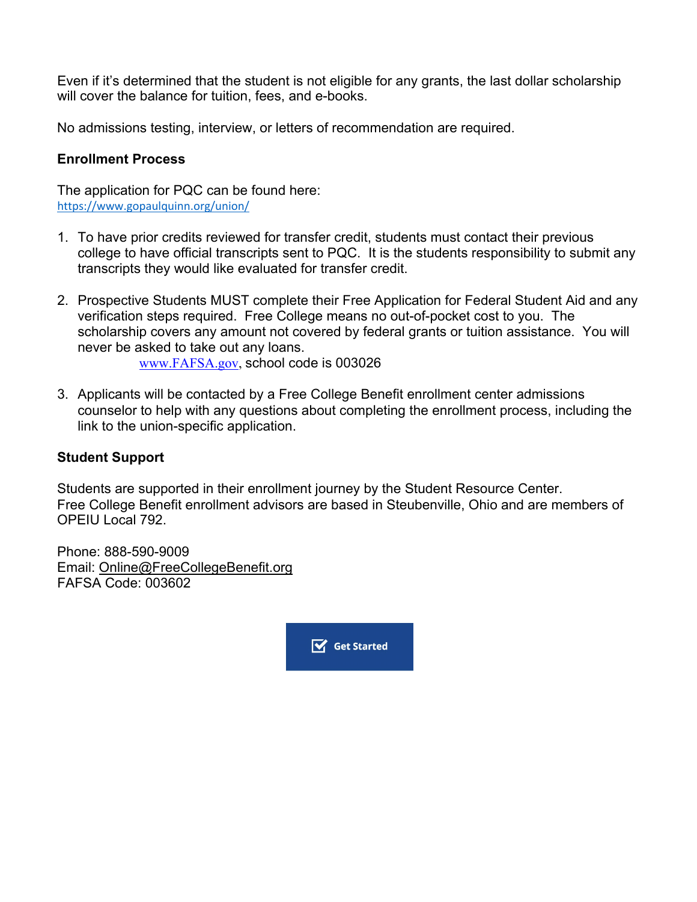Even if it's determined that the student is not eligible for any grants, the last dollar scholarship will cover the balance for tuition, fees, and e-books.

No admissions testing, interview, or letters of recommendation are required.

**Enrollment Process**

The application for PQC can be found here:
https://www.gopaulquinn.org/union/

1. To have prior credits reviewed for transfer credit, students must contact their previous college to have official transcripts sent to PQC. It is the students responsibility to submit any transcripts they would like evaluated for transfer credit.

2. Prospective Students MUST complete their Free Application for Federal Student Aid and any verification steps required. Free College means no out-of-pocket cost to you. The scholarship covers any amount not covered by federal grants or tuition assistance. You will never be asked to take out any loans.
   www.FAFSA.gov, school code is 003026

3. Applicants will be contacted by a Free College Benefit enrollment center admissions counselor to help with any questions about completing the enrollment process, including the link to the union-specific application.

**Student Support**

Students are supported in their enrollment journey by the Student Resource Center.
Free College Benefit enrollment advisors are based in Steubenville, Ohio and are members of OPEIU Local 792.

Phone: 888-590-9009
Email: Online@FreeCollegeBenefit.org
FAFSA Code: 003602

Get Started